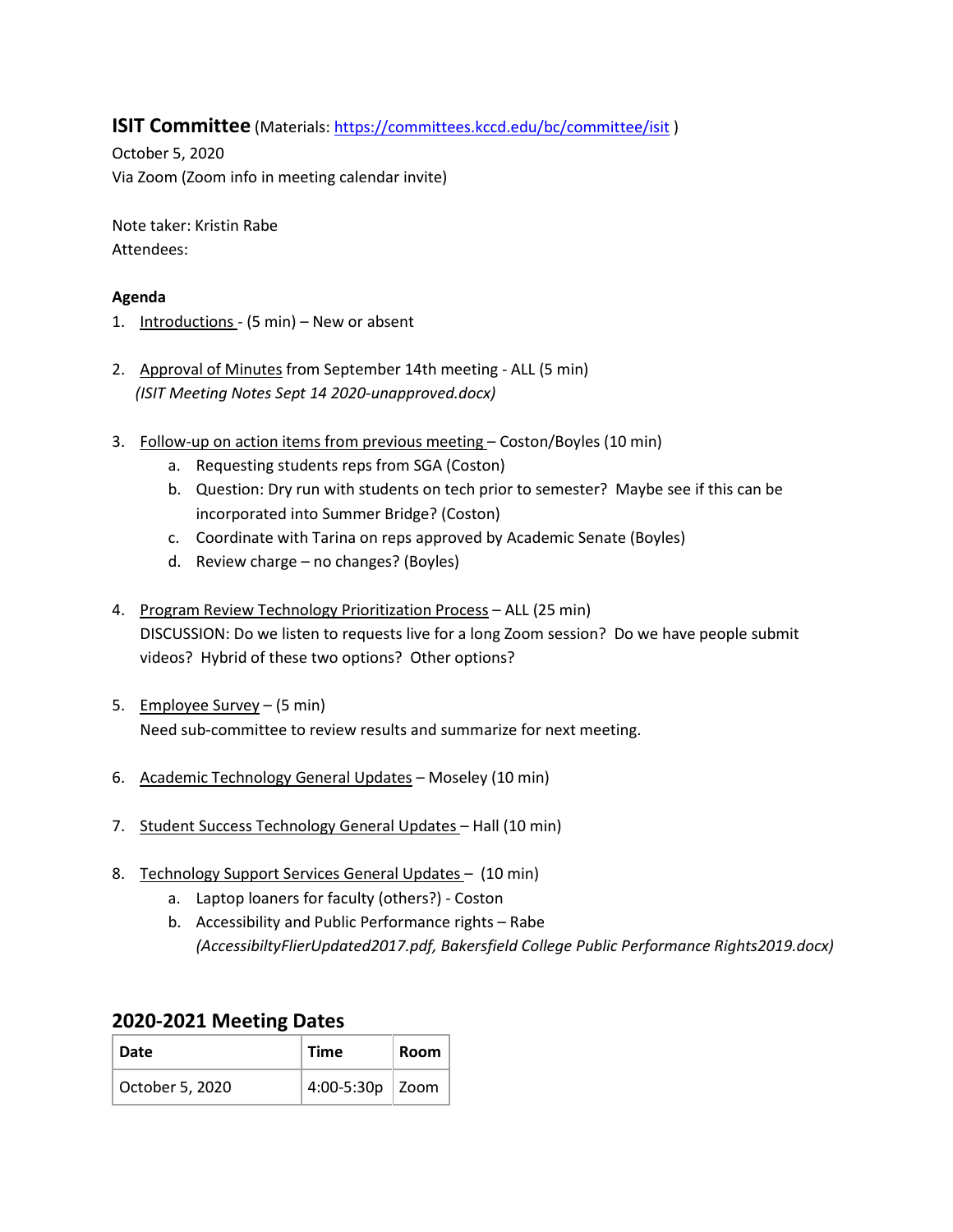**ISIT Committee** (Materials: [https://committees.kccd.edu/bc/committee/isit](https://committees.kccd.edu/bc/committee/isit) )

October 5, 2020
Via Zoom (Zoom info in meeting calendar invite)

Note taker: Kristin Rabe
Attendees:

**Agenda**

1. Introductions - (5 min) – New or absent

2. Approval of Minutes from September 14th meeting - ALL (5 min)
   *(ISIT Meeting Notes Sept 14 2020-unapproved.docx)*

3. Follow-up on action items from previous meeting – Coston/Boyles (10 min)
   a. Requesting students reps from SGA (Coston)
   b. Question: Dry run with students on tech prior to semester? Maybe see if this can be incorporated into Summer Bridge? (Coston)
   c. Coordinate with Tarina on reps approved by Academic Senate (Boyles)
   d. Review charge – no changes? (Boyles)

4. Program Review Technology Prioritization Process – ALL (25 min)
   DISCUSSION: Do we listen to requests live for a long Zoom session? Do we have people submit videos? Hybrid of these two options? Other options?

5. Employee Survey – (5 min)
   Need sub-committee to review results and summarize for next meeting.

6. Academic Technology General Updates – Moseley (10 min)

7. Student Success Technology General Updates – Hall (10 min)

8. Technology Support Services General Updates – (10 min)
   a. Laptop loaners for faculty (others?) - Coston
   b. Accessibility and Public Performance rights – Rabe
      *(AccessibiltyFlierUpdated2017.pdf, Bakersfield College Public Performance Rights2019.docx)*

## 2020-2021 Meeting Dates

| Date | Time | Room |
| --- | --- | --- |
| October 5, 2020 | 4:00-5:30p | Zoom |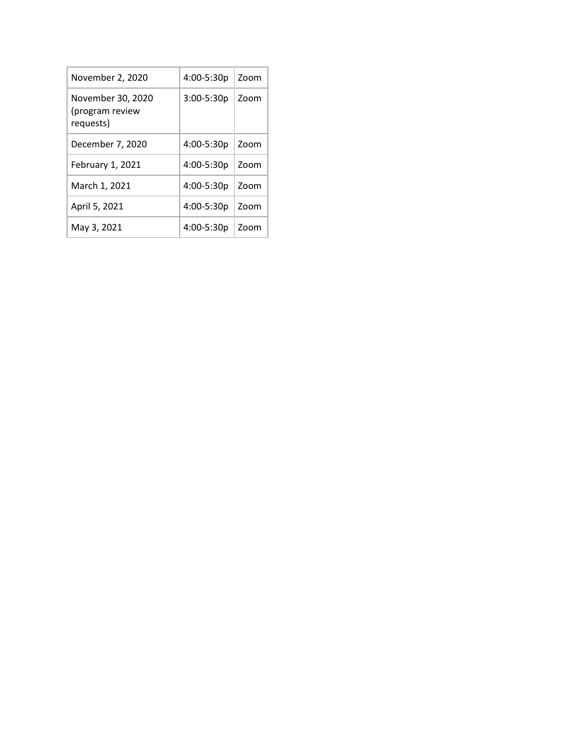| | | |
|---|---|---|
| November 2, 2020 | 4:00-5:30p | Zoom |
| November 30, 2020 (program review requests) | 3:00-5:30p | Zoom |
| December 7, 2020 | 4:00-5:30p | Zoom |
| February 1, 2021 | 4:00-5:30p | Zoom |
| March 1, 2021 | 4:00-5:30p | Zoom |
| April 5, 2021 | 4:00-5:30p | Zoom |
| May 3, 2021 | 4:00-5:30p | Zoom |